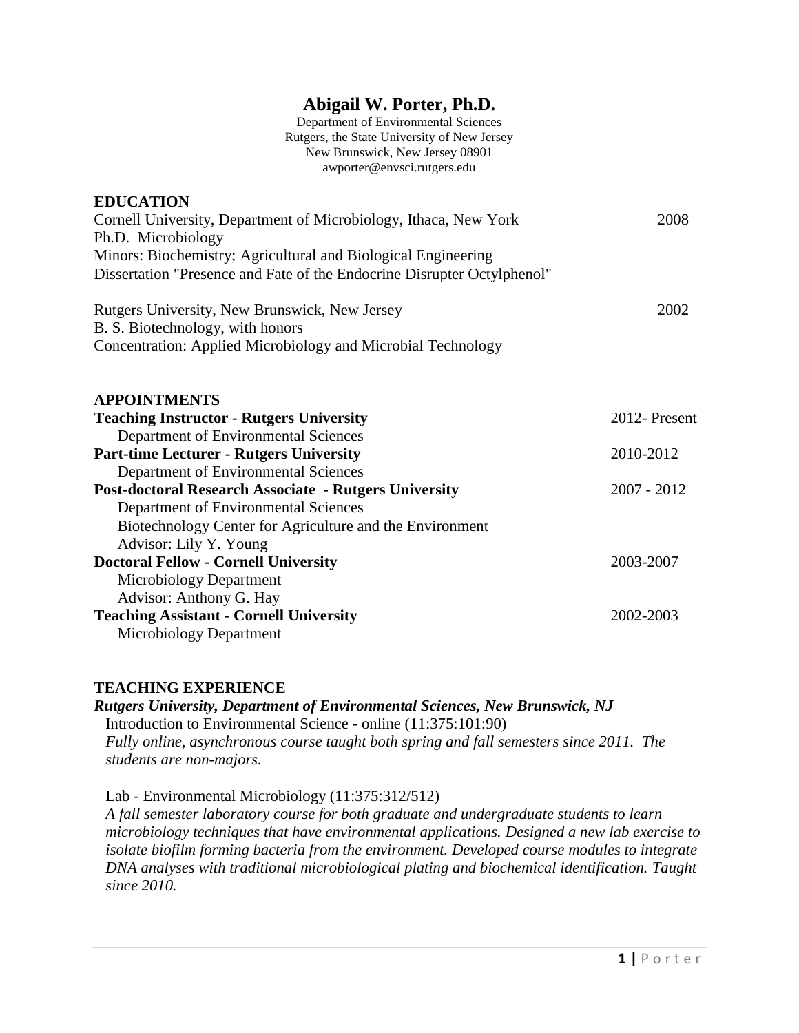# Abigail W. Porter, Ph.D.

Department of Environmental Sciences
Rutgers, the State University of New Jersey
New Brunswick, New Jersey 08901
awporter@envsci.rutgers.edu

## EDUCATION

Cornell University, Department of Microbiology, Ithaca, New York — 2008
Ph.D. Microbiology
Minors: Biochemistry; Agricultural and Biological Engineering
Dissertation "Presence and Fate of the Endocrine Disrupter Octylphenol"

Rutgers University, New Brunswick, New Jersey — 2002
B. S. Biotechnology, with honors
Concentration: Applied Microbiology and Microbial Technology

## APPOINTMENTS

**Teaching Instructor - Rutgers University** — 2012- Present
Department of Environmental Sciences

**Part-time Lecturer - Rutgers University** — 2010-2012
Department of Environmental Sciences

**Post-doctoral Research Associate - Rutgers University** — 2007 - 2012
Department of Environmental Sciences
Biotechnology Center for Agriculture and the Environment
Advisor: Lily Y. Young

**Doctoral Fellow - Cornell University** — 2003-2007
Microbiology Department
Advisor: Anthony G. Hay

**Teaching Assistant - Cornell University** — 2002-2003
Microbiology Department

## TEACHING EXPERIENCE

***Rutgers University, Department of Environmental Sciences, New Brunswick, NJ***

Introduction to Environmental Science - online (11:375:101:90)
*Fully online, asynchronous course taught both spring and fall semesters since 2011. The students are non-majors.*

Lab - Environmental Microbiology (11:375:312/512)
*A fall semester laboratory course for both graduate and undergraduate students to learn microbiology techniques that have environmental applications. Designed a new lab exercise to isolate biofilm forming bacteria from the environment. Developed course modules to integrate DNA analyses with traditional microbiological plating and biochemical identification. Taught since 2010.*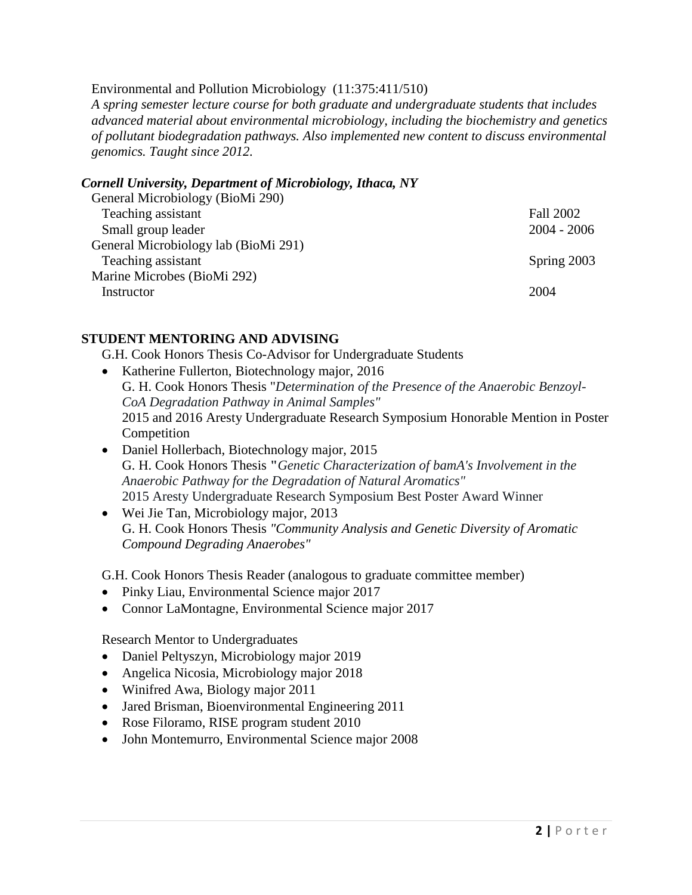Environmental and Pollution Microbiology (11:375:411/510)

*A spring semester lecture course for both graduate and undergraduate students that includes advanced material about environmental microbiology, including the biochemistry and genetics of pollutant biodegradation pathways. Also implemented new content to discuss environmental genomics. Taught since 2012.*

***Cornell University, Department of Microbiology, Ithaca, NY***

General Microbiology (BioMi 290)
- Teaching assistant — Fall 2002
- Small group leader — 2004 - 2006

General Microbiology lab (BioMi 291)
- Teaching assistant — Spring 2003

Marine Microbes (BioMi 292)
- Instructor — 2004

## STUDENT MENTORING AND ADVISING

G.H. Cook Honors Thesis Co-Advisor for Undergraduate Students

- Katherine Fullerton, Biotechnology major, 2016
  G. H. Cook Honors Thesis "*Determination of the Presence of the Anaerobic Benzoyl-CoA Degradation Pathway in Animal Samples"*
  2015 and 2016 Aresty Undergraduate Research Symposium Honorable Mention in Poster Competition
- Daniel Hollerbach, Biotechnology major, 2015
  G. H. Cook Honors Thesis **"***Genetic Characterization of bamA's Involvement in the Anaerobic Pathway for the Degradation of Natural Aromatics"*
  2015 Aresty Undergraduate Research Symposium Best Poster Award Winner
- Wei Jie Tan, Microbiology major, 2013
  G. H. Cook Honors Thesis *"Community Analysis and Genetic Diversity of Aromatic Compound Degrading Anaerobes"*

G.H. Cook Honors Thesis Reader (analogous to graduate committee member)

- Pinky Liau, Environmental Science major 2017
- Connor LaMontagne, Environmental Science major 2017

Research Mentor to Undergraduates

- Daniel Peltyszyn, Microbiology major 2019
- Angelica Nicosia, Microbiology major 2018
- Winifred Awa, Biology major 2011
- Jared Brisman, Bioenvironmental Engineering 2011
- Rose Filoramo, RISE program student 2010
- John Montemurro, Environmental Science major 2008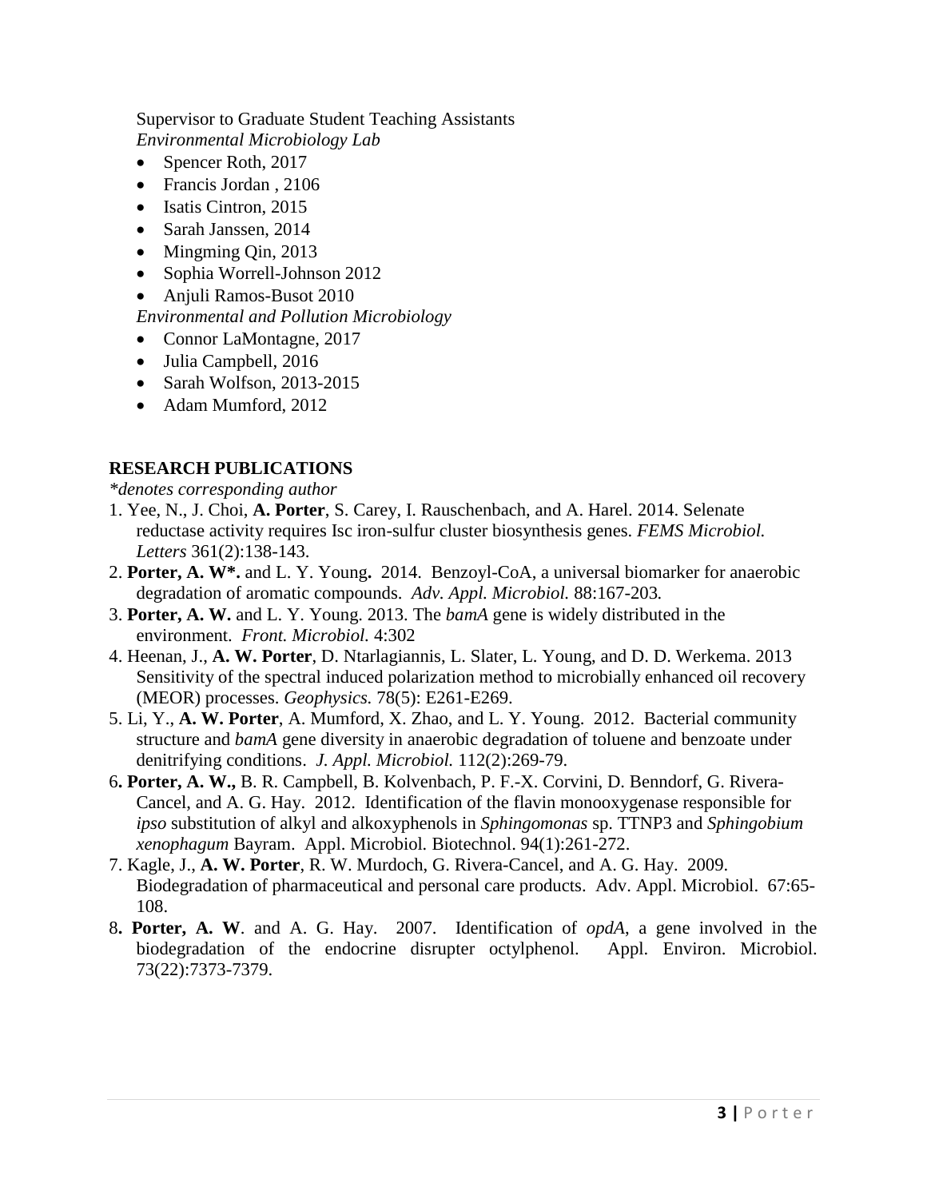Supervisor to Graduate Student Teaching Assistants

*Environmental Microbiology Lab*

- Spencer Roth, 2017
- Francis Jordan , 2106
- Isatis Cintron, 2015
- Sarah Janssen, 2014
- Mingming Qin, 2013
- Sophia Worrell-Johnson 2012
- Anjuli Ramos-Busot 2010

*Environmental and Pollution Microbiology*

- Connor LaMontagne, 2017
- Julia Campbell, 2016
- Sarah Wolfson, 2013-2015
- Adam Mumford, 2012

## RESEARCH PUBLICATIONS

*\*denotes corresponding author*

1. Yee, N., J. Choi, **A. Porter**, S. Carey, I. Rauschenbach, and A. Harel. 2014. Selenate reductase activity requires Isc iron-sulfur cluster biosynthesis genes. *FEMS Microbiol. Letters* 361(2):138-143.
2. **Porter, A. W\*.** and L. Y. Young**.** 2014. Benzoyl-CoA, a universal biomarker for anaerobic degradation of aromatic compounds. *Adv. Appl. Microbiol.* 88:167-203*.*
3. **Porter, A. W.** and L. Y. Young. 2013. The *bamA* gene is widely distributed in the environment. *Front. Microbiol.* 4:302
4. Heenan, J., **A. W. Porter**, D. Ntarlagiannis, L. Slater, L. Young, and D. D. Werkema. 2013 Sensitivity of the spectral induced polarization method to microbially enhanced oil recovery (MEOR) processes. *Geophysics.* 78(5): E261-E269.
5. Li, Y., **A. W. Porter**, A. Mumford, X. Zhao, and L. Y. Young. 2012. Bacterial community structure and *bamA* gene diversity in anaerobic degradation of toluene and benzoate under denitrifying conditions. *J. Appl. Microbiol.* 112(2):269-79.
6**. Porter, A. W.,** B. R. Campbell, B. Kolvenbach, P. F.-X. Corvini, D. Benndorf, G. Rivera-Cancel, and A. G. Hay. 2012. Identification of the flavin monooxygenase responsible for *ipso* substitution of alkyl and alkoxyphenols in *Sphingomonas* sp. TTNP3 and *Sphingobium xenophagum* Bayram. Appl. Microbiol. Biotechnol. 94(1):261-272.
7. Kagle, J., **A. W. Porter**, R. W. Murdoch, G. Rivera-Cancel, and A. G. Hay. 2009. Biodegradation of pharmaceutical and personal care products. Adv. Appl. Microbiol. 67:65-108.
8**. Porter, A. W**. and A. G. Hay. 2007. Identification of *opdA*, a gene involved in the biodegradation of the endocrine disrupter octylphenol. Appl. Environ. Microbiol. 73(22):7373-7379.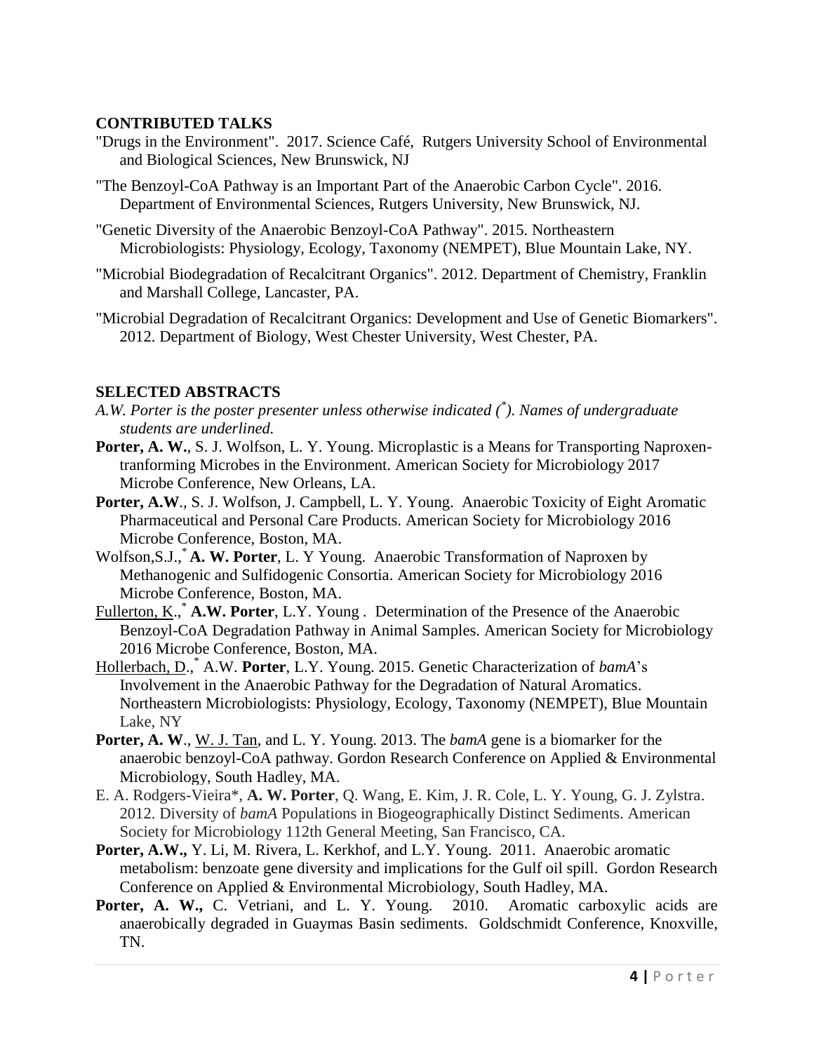## CONTRIBUTED TALKS

"Drugs in the Environment". 2017. Science Café, Rutgers University School of Environmental and Biological Sciences, New Brunswick, NJ

"The Benzoyl-CoA Pathway is an Important Part of the Anaerobic Carbon Cycle". 2016. Department of Environmental Sciences, Rutgers University, New Brunswick, NJ.

"Genetic Diversity of the Anaerobic Benzoyl-CoA Pathway". 2015. Northeastern Microbiologists: Physiology, Ecology, Taxonomy (NEMPET), Blue Mountain Lake, NY.

"Microbial Biodegradation of Recalcitrant Organics". 2012. Department of Chemistry, Franklin and Marshall College, Lancaster, PA.

"Microbial Degradation of Recalcitrant Organics: Development and Use of Genetic Biomarkers". 2012. Department of Biology, West Chester University, West Chester, PA.

## SELECTED ABSTRACTS

*A.W. Porter is the poster presenter unless otherwise indicated (\*). Names of undergraduate students are underlined.*

**Porter, A. W.**, S. J. Wolfson, L. Y. Young. Microplastic is a Means for Transporting Naproxen-tranforming Microbes in the Environment. American Society for Microbiology 2017 Microbe Conference, New Orleans, LA.

**Porter, A.W**., S. J. Wolfson, J. Campbell, L. Y. Young. Anaerobic Toxicity of Eight Aromatic Pharmaceutical and Personal Care Products. American Society for Microbiology 2016 Microbe Conference, Boston, MA.

Wolfson,S.J.,* **A. W. Porter**, L. Y Young. Anaerobic Transformation of Naproxen by Methanogenic and Sulfidogenic Consortia. American Society for Microbiology 2016 Microbe Conference, Boston, MA.

Fullerton, K.,* **A.W. Porter**, L.Y. Young . Determination of the Presence of the Anaerobic Benzoyl-CoA Degradation Pathway in Animal Samples. American Society for Microbiology 2016 Microbe Conference, Boston, MA.

Hollerbach, D.,* A.W. **Porter**, L.Y. Young. 2015. Genetic Characterization of *bamA*'s Involvement in the Anaerobic Pathway for the Degradation of Natural Aromatics. Northeastern Microbiologists: Physiology, Ecology, Taxonomy (NEMPET), Blue Mountain Lake, NY

**Porter, A. W**., W. J. Tan, and L. Y. Young. 2013. The *bamA* gene is a biomarker for the anaerobic benzoyl-CoA pathway. Gordon Research Conference on Applied & Environmental Microbiology, South Hadley, MA.

E. A. Rodgers-Vieira*, **A. W. Porter**, Q. Wang, E. Kim, J. R. Cole, L. Y. Young, G. J. Zylstra. 2012. Diversity of *bamA* Populations in Biogeographically Distinct Sediments. American Society for Microbiology 112th General Meeting, San Francisco, CA.

**Porter, A.W.,** Y. Li, M. Rivera, L. Kerkhof, and L.Y. Young. 2011. Anaerobic aromatic metabolism: benzoate gene diversity and implications for the Gulf oil spill. Gordon Research Conference on Applied & Environmental Microbiology, South Hadley, MA.

**Porter, A. W.,** C. Vetriani, and L. Y. Young. 2010. Aromatic carboxylic acids are anaerobically degraded in Guaymas Basin sediments. Goldschmidt Conference, Knoxville, TN.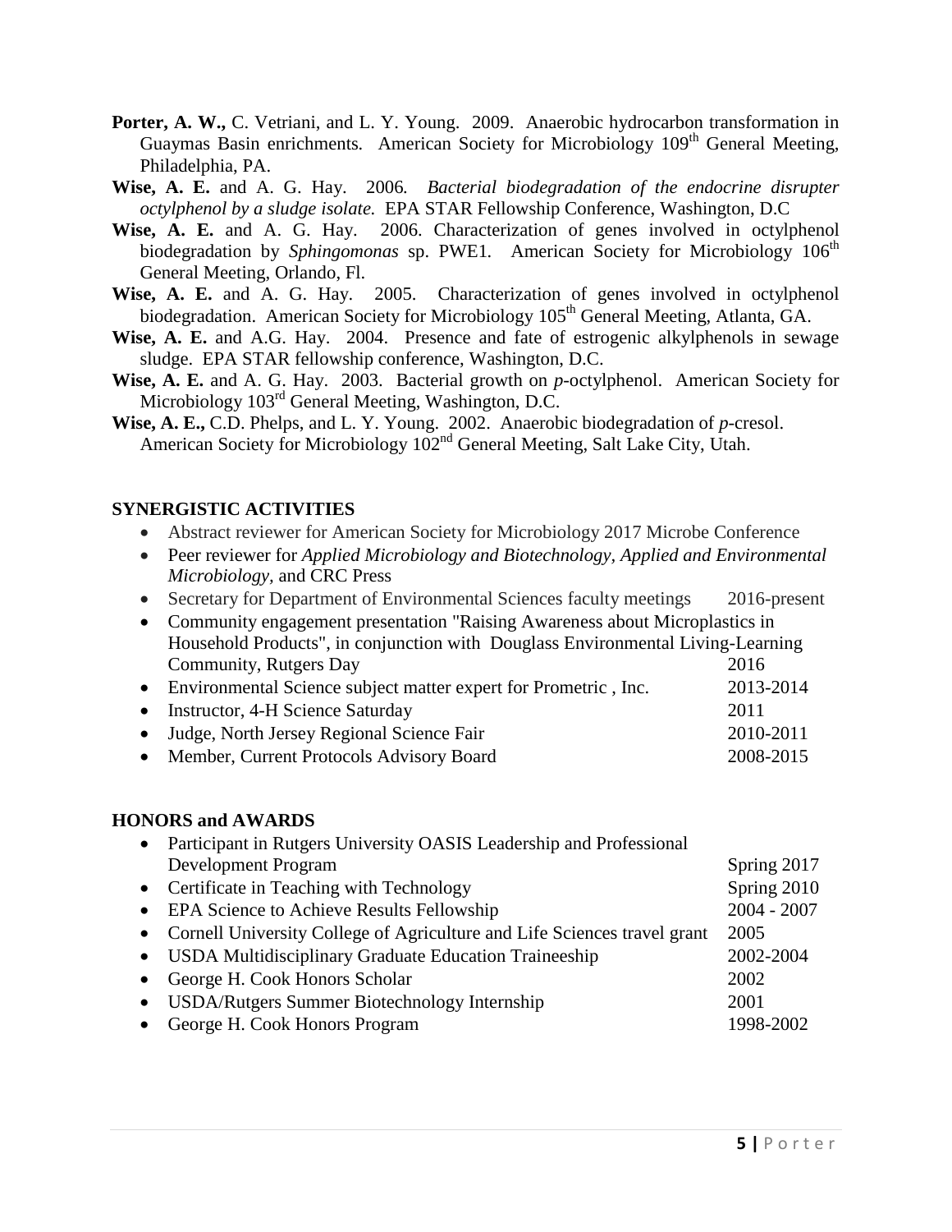**Porter, A. W.,** C. Vetriani, and L. Y. Young. 2009. Anaerobic hydrocarbon transformation in Guaymas Basin enrichments. American Society for Microbiology 109th General Meeting, Philadelphia, PA.

**Wise, A. E.** and A. G. Hay. 2006. *Bacterial biodegradation of the endocrine disrupter octylphenol by a sludge isolate.* EPA STAR Fellowship Conference, Washington, D.C

**Wise, A. E.** and A. G. Hay. 2006. Characterization of genes involved in octylphenol biodegradation by *Sphingomonas* sp. PWE1. American Society for Microbiology 106th General Meeting, Orlando, Fl.

**Wise, A. E.** and A. G. Hay. 2005. Characterization of genes involved in octylphenol biodegradation. American Society for Microbiology 105th General Meeting, Atlanta, GA.

**Wise, A. E.** and A.G. Hay. 2004. Presence and fate of estrogenic alkylphenols in sewage sludge. EPA STAR fellowship conference, Washington, D.C.

**Wise, A. E.** and A. G. Hay. 2003. Bacterial growth on *p*-octylphenol. American Society for Microbiology 103rd General Meeting, Washington, D.C.

**Wise, A. E.,** C.D. Phelps, and L. Y. Young. 2002. Anaerobic biodegradation of *p*-cresol. American Society for Microbiology 102nd General Meeting, Salt Lake City, Utah.

## SYNERGISTIC ACTIVITIES

- Abstract reviewer for American Society for Microbiology 2017 Microbe Conference
- Peer reviewer for *Applied Microbiology and Biotechnology*, *Applied and Environmental Microbiology,* and CRC Press
- Secretary for Department of Environmental Sciences faculty meetings 2016-present
- Community engagement presentation "Raising Awareness about Microplastics in Household Products", in conjunction with Douglass Environmental Living-Learning Community, Rutgers Day 2016
- Environmental Science subject matter expert for Prometric , Inc. 2013-2014
- Instructor, 4-H Science Saturday 2011
- Judge, North Jersey Regional Science Fair 2010-2011
- Member, Current Protocols Advisory Board 2008-2015

## HONORS and AWARDS

- Participant in Rutgers University OASIS Leadership and Professional Development Program Spring 2017
- Certificate in Teaching with Technology Spring 2010
- EPA Science to Achieve Results Fellowship 2004 - 2007
- Cornell University College of Agriculture and Life Sciences travel grant 2005
- USDA Multidisciplinary Graduate Education Traineeship 2002-2004
- George H. Cook Honors Scholar 2002
- USDA/Rutgers Summer Biotechnology Internship 2001
- George H. Cook Honors Program 1998-2002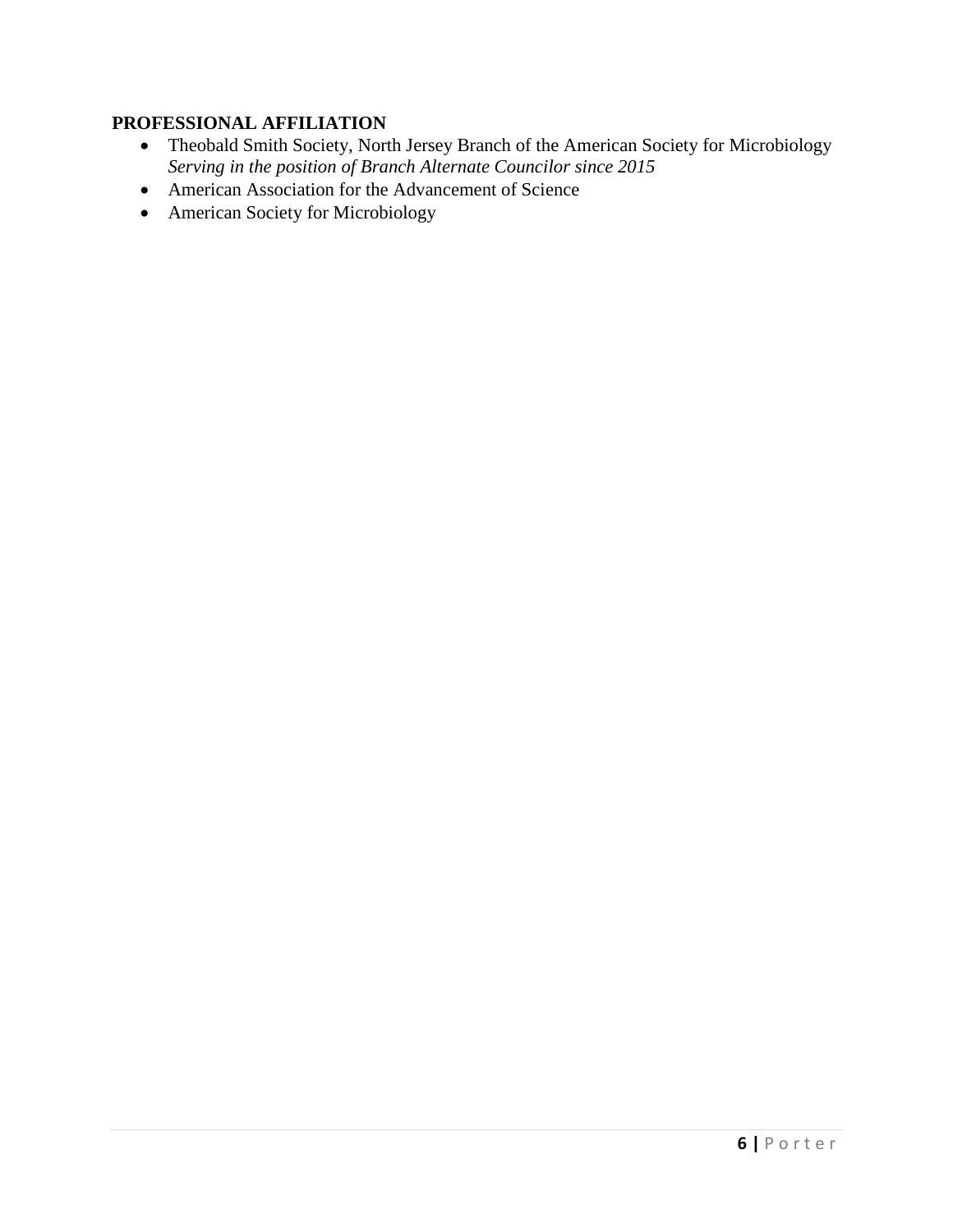**PROFESSIONAL AFFILIATION**

- Theobald Smith Society, North Jersey Branch of the American Society for Microbiology
  *Serving in the position of Branch Alternate Councilor since 2015*
- American Association for the Advancement of Science
- American Society for Microbiology